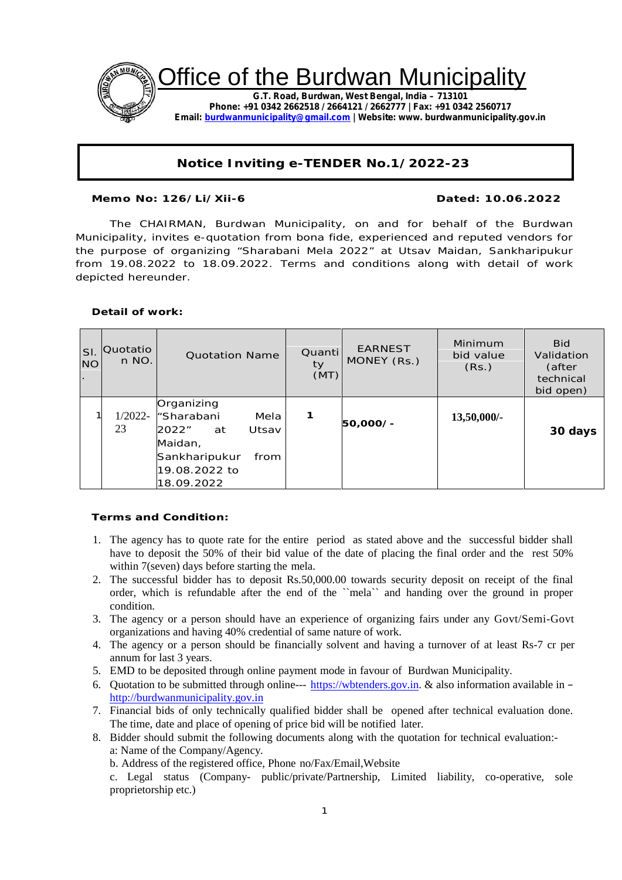# Office of the Burdwan Municipality

**G.T. Road, Burdwan, West Bengal, India – 713101**
**Phone: +91 0342 2662518 / 2664121 / 2662777 | Fax: +91 0342 2560717**
**Email: burdwanmunicipality@gmail.com | Website: www. burdwanmunicipality.gov.in**

## Notice Inviting e-TENDER No.1/2022-23

**Memo No: 126/Li/Xii-6** **Dated: 10.06.2022**

The CHAIRMAN, Burdwan Municipality, on and for behalf of the Burdwan Municipality, invites e-quotation from bona fide, experienced and reputed vendors for the purpose of organizing "Sharabani Mela 2022" at Utsav Maidan, Sankharipukur from 19.08.2022 to 18.09.2022. Terms and conditions along with detail of work depicted hereunder.

**Detail of work:**

| Sl. NO. | Quotation NO. | Quotation Name | Quantity (MT) | EARNEST MONEY (Rs.) | Minimum bid value (Rs.) | Bid Validation (after technical bid open) |
|---|---|---|---|---|---|---|
| 1 | 1/2022-23 | Organizing "Sharabani Mela 2022" at Utsav Maidan, Sankharipukur from 19.08.2022 to 18.09.2022 | **1** | **50,000/-** | **13,50,000/-** | **30 days** |

**Terms and Condition:**

1. The agency has to quote rate for the entire period as stated above and the successful bidder shall have to deposit the 50% of their bid value of the date of placing the final order and the rest 50% within 7(seven) days before starting the mela.
2. The successful bidder has to deposit Rs.50,000.00 towards security deposit on receipt of the final order, which is refundable after the end of the ``mela`` and handing over the ground in proper condition.
3. The agency or a person should have an experience of organizing fairs under any Govt/Semi-Govt organizations and having 40% credential of same nature of work.
4. The agency or a person should be financially solvent and having a turnover of at least Rs-7 cr per annum for last 3 years.
5. EMD to be deposited through online payment mode in favour of Burdwan Municipality.
6. Quotation to be submitted through online--- https://wbtenders.gov.in. & also information available in – http://burdwanmunicipality.gov.in
7. Financial bids of only technically qualified bidder shall be opened after technical evaluation done. The time, date and place of opening of price bid will be notified later.
8. Bidder should submit the following documents along with the quotation for technical evaluation:-
   a: Name of the Company/Agency.
   b. Address of the registered office, Phone no/Fax/Email,Website
   c. Legal status (Company- public/private/Partnership, Limited liability, co-operative, sole proprietorship etc.)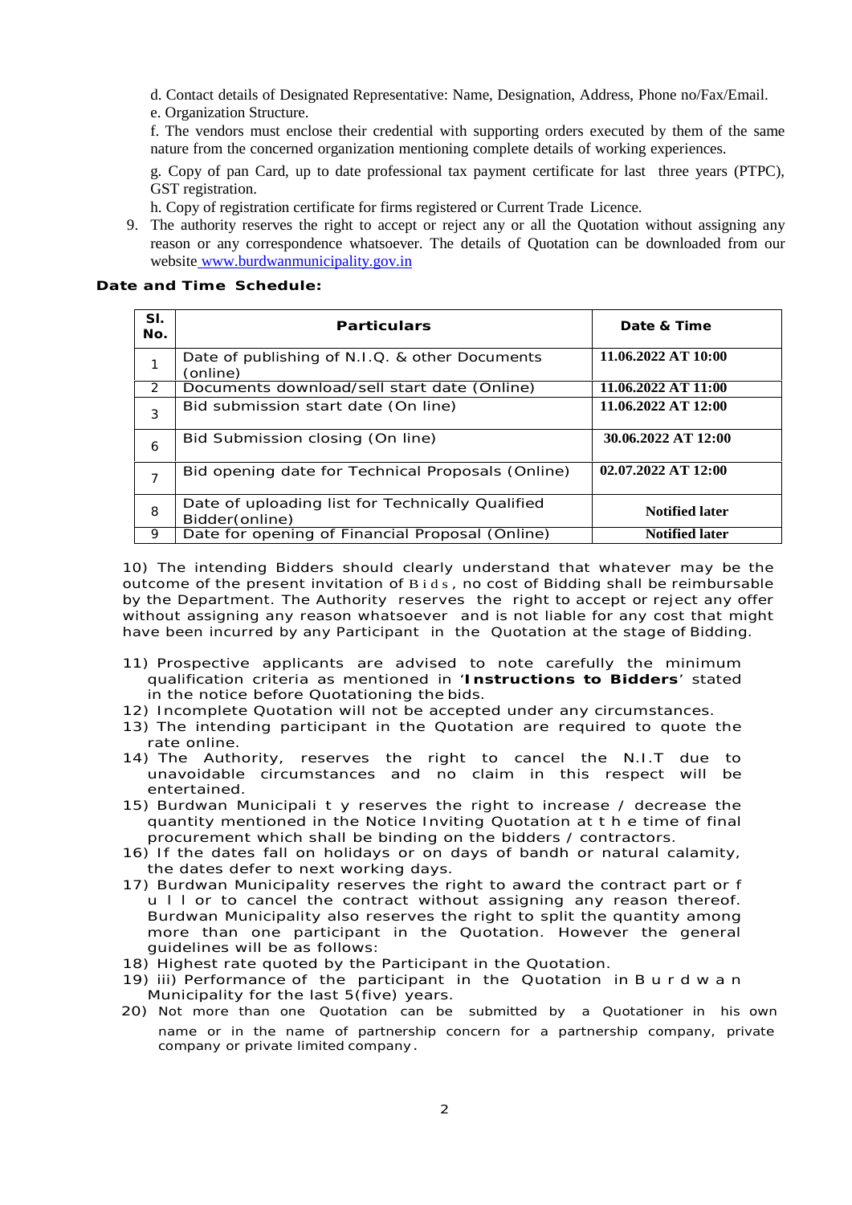d. Contact details of Designated Representative: Name, Designation, Address, Phone no/Fax/Email.

e. Organization Structure.

f. The vendors must enclose their credential with supporting orders executed by them of the same nature from the concerned organization mentioning complete details of working experiences.

g. Copy of pan Card, up to date professional tax payment certificate for last three years (PTPC), GST registration.

h. Copy of registration certificate for firms registered or Current Trade Licence.

9. The authority reserves the right to accept or reject any or all the Quotation without assigning any reason or any correspondence whatsoever. The details of Quotation can be downloaded from our website www.burdwanmunicipality.gov.in

**Date and Time Schedule:**

| Sl. No. | Particulars | Date & Time |
|---|---|---|
| 1 | Date of publishing of N.I.Q. & other Documents (online) | **11.06.2022 AT 10:00** |
| 2 | Documents download/sell start date (Online) | **11.06.2022 AT 11:00** |
| 3 | Bid submission start date (On line) | **11.06.2022 AT 12:00** |
| 6 | Bid Submission closing (On line) | **30.06.2022 AT 12:00** |
| 7 | Bid opening date for Technical Proposals (Online) | **02.07.2022 AT 12:00** |
| 8 | Date of uploading list for Technically Qualified Bidder(online) | **Notified later** |
| 9 | Date for opening of Financial Proposal (Online) | **Notified later** |

10) The intending Bidders should clearly understand that whatever may be the outcome of the present invitation of Bids, no cost of Bidding shall be reimbursable by the Department. The Authority reserves the right to accept or reject any offer without assigning any reason whatsoever and is not liable for any cost that might have been incurred by any Participant in the Quotation at the stage of Bidding.

11) Prospective applicants are advised to note carefully the minimum qualification criteria as mentioned in '**Instructions to Bidders**' stated in the notice before Quotationing the bids.

12) Incomplete Quotation will not be accepted under any circumstances.

13) The intending participant in the Quotation are required to quote the rate online.

14) The Authority, reserves the right to cancel the N.I.T due to unavoidable circumstances and no claim in this respect will be entertained.

15) Burdwan Municipality reserves the right to increase / decrease the quantity mentioned in the Notice Inviting Quotation at the time of final procurement which shall be binding on the bidders / contractors.

16) If the dates fall on holidays or on days of bandh or natural calamity, the dates defer to next working days.

17) Burdwan Municipality reserves the right to award the contract part or full or to cancel the contract without assigning any reason thereof. Burdwan Municipality also reserves the right to split the quantity among more than one participant in the Quotation. However the general guidelines will be as follows:

18) Highest rate quoted by the Participant in the Quotation.

19) iii) Performance of the participant in the Quotation in Burdwan Municipality for the last 5(five) years.

20) Not more than one Quotation can be submitted by a Quotationer in his own name or in the name of partnership concern for a partnership company, private company or private limited company.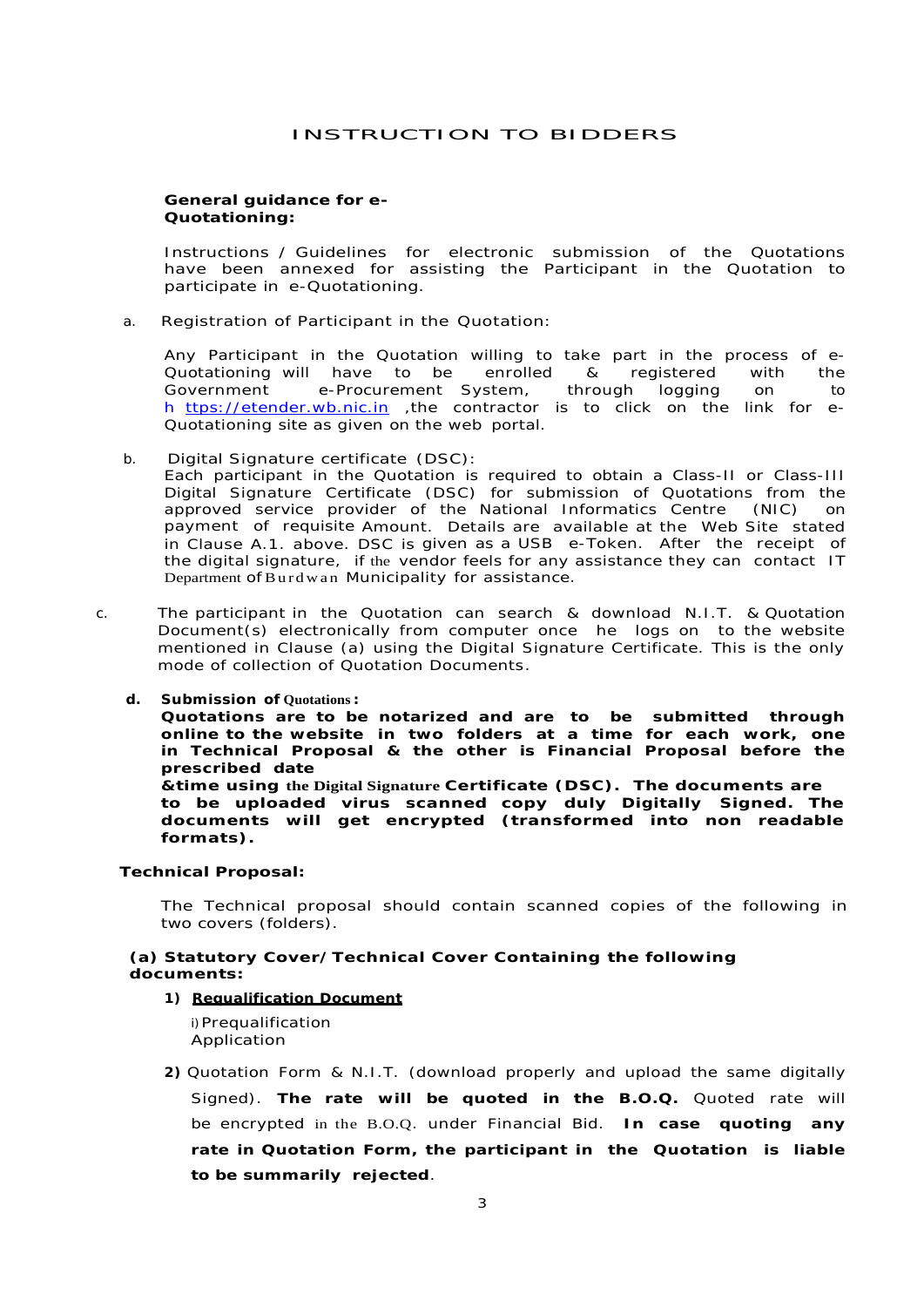# INSTRUCTION TO BIDDERS

**General guidance for e-Quotationing:**

Instructions / Guidelines for electronic submission of the Quotations have been annexed for assisting the Participant in the Quotation to participate in e-Quotationing.

a. Registration of Participant in the Quotation:

Any Participant in the Quotation willing to take part in the process of e-Quotationing will have to be enrolled & registered with the Government e-Procurement System, through logging on to h ttps://etender.wb.nic.in ,the contractor is to click on the link for e-Quotationing site as given on the web portal.

b. Digital Signature certificate (DSC):
Each participant in the Quotation is required to obtain a Class-II or Class-III Digital Signature Certificate (DSC) for submission of Quotations from the approved service provider of the National Informatics Centre (NIC) on payment of requisite Amount. Details are available at the Web Site stated in Clause A.1. above. DSC is given as a USB e-Token. After the receipt of the digital signature, if the vendor feels for any assistance they can contact IT Department of Burdwan Municipality for assistance.

c. The participant in the Quotation can search & download N.I.T. & Quotation Document(s) electronically from computer once he logs on to the website mentioned in Clause (a) using the Digital Signature Certificate. This is the only mode of collection of Quotation Documents.

**d. Submission of Quotations:**
**Quotations are to be notarized and are to be submitted through online to the website in two folders at a time for each work, one in Technical Proposal & the other is Financial Proposal before the prescribed date &time using the Digital Signature Certificate (DSC). The documents are to be uploaded virus scanned copy duly Digitally Signed. The documents will get encrypted (transformed into non readable formats).**

**Technical Proposal:**

The Technical proposal should contain scanned copies of the following in two covers (folders).

**(a) Statutory Cover/ Technical Cover Containing the following documents:**

**1) Requalification Document**

i) Prequalification Application

**2)** Quotation Form & N.I.T. (download properly and upload the same digitally Signed). **The rate will be quoted in the B.O.Q.** Quoted rate will be encrypted in the B.O.Q. under Financial Bid. **In case quoting any rate in Quotation Form, the participant in the Quotation is liable to be summarily rejected**.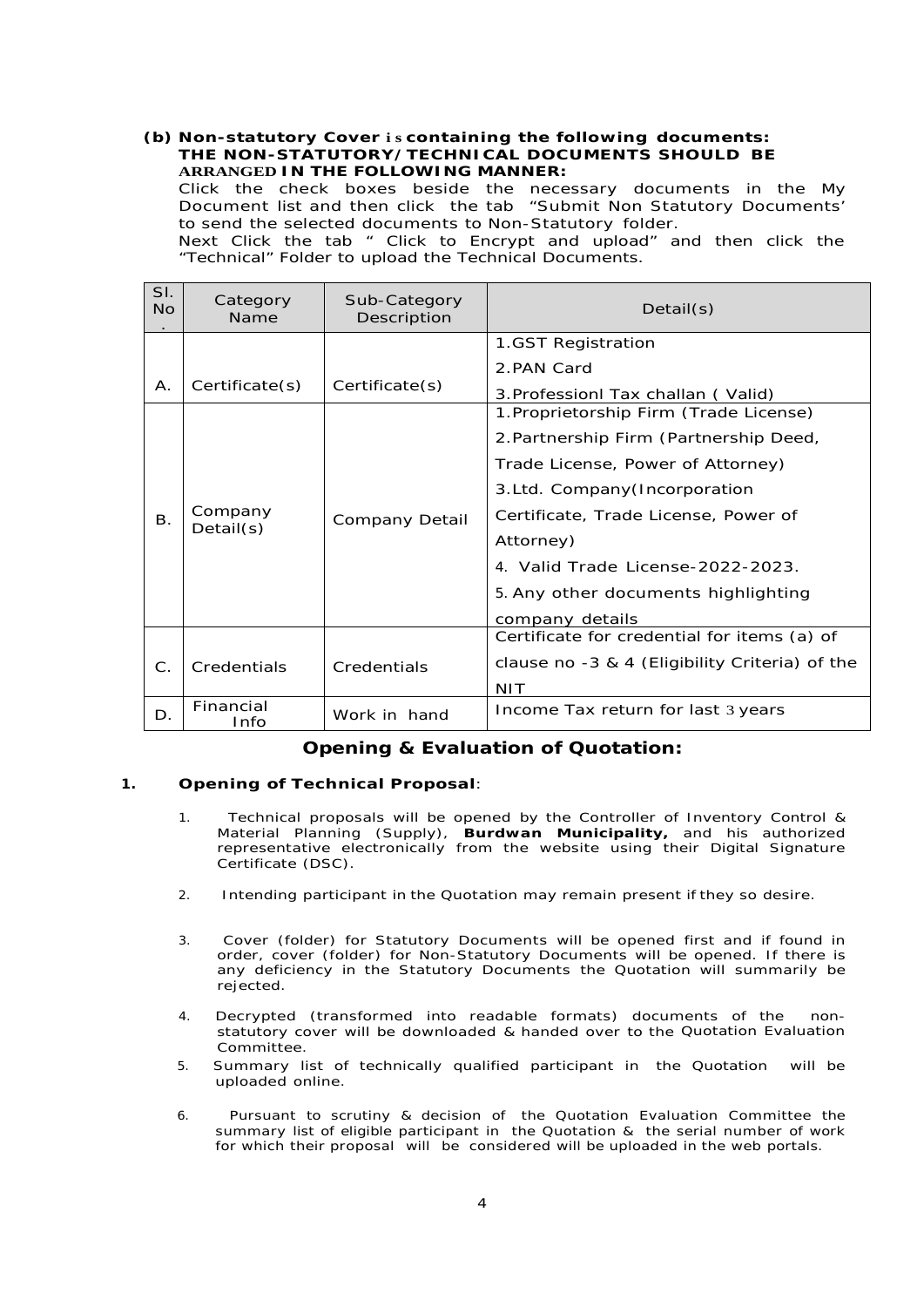**(b) Non-statutory Cover is containing the following documents: THE NON-STATUTORY/TECHNICAL DOCUMENTS SHOULD BE ARRANGED IN THE FOLLOWING MANNER:**

Click the check boxes beside the necessary documents in the My Document list and then click the tab "Submit Non Statutory Documents' to send the selected documents to Non-Statutory folder.

Next Click the tab " Click to Encrypt and upload" and then click the "Technical" Folder to upload the Technical Documents.

| Sl. No. | Category Name | Sub-Category Description | Detail(s) |
|---|---|---|---|
| A. | Certificate(s) | Certificate(s) | 1.GST Registration<br>2.PAN Card<br>3.Professionl Tax challan ( Valid) |
| B. | Company Detail(s) | Company Detail | 1.Proprietorship Firm (Trade License)<br>2.Partnership Firm (Partnership Deed, Trade License, Power of Attorney)<br>3.Ltd. Company(Incorporation Certificate, Trade License, Power of Attorney)<br>4. Valid Trade License-2022-2023.<br>5. Any other documents highlighting company details |
| C. | Credentials | Credentials | Certificate for credential for items (a) of clause no -3 & 4 (Eligibility Criteria) of the NIT |
| D. | Financial Info | Work in hand | Income Tax return for last 3 years |

## Opening & Evaluation of Quotation:

**1. Opening of Technical Proposal**:

1. Technical proposals will be opened by the Controller of Inventory Control & Material Planning (Supply), **Burdwan Municipality,** and his authorized representative electronically from the website using their Digital Signature Certificate (DSC).
2. Intending participant in the Quotation may remain present if they so desire.
3. Cover (folder) for Statutory Documents will be opened first and if found in order, cover (folder) for Non-Statutory Documents will be opened. If there is any deficiency in the Statutory Documents the Quotation will summarily be rejected.
4. Decrypted (transformed into readable formats) documents of the non-statutory cover will be downloaded & handed over to the Quotation Evaluation Committee.
5. Summary list of technically qualified participant in the Quotation will be uploaded online.
6. Pursuant to scrutiny & decision of the Quotation Evaluation Committee the summary list of eligible participant in the Quotation & the serial number of work for which their proposal will be considered will be uploaded in the web portals.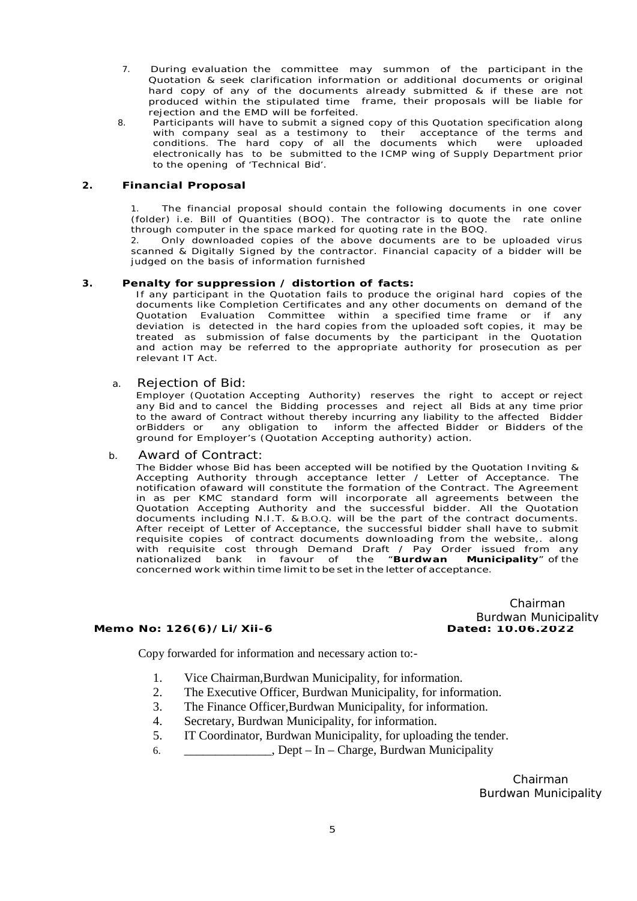7. During evaluation the committee may summon of the participant in the Quotation & seek clarification information or additional documents or original hard copy of any of the documents already submitted & if these are not produced within the stipulated time frame, their proposals will be liable for rejection and the EMD will be forfeited.
8. Participants will have to submit a signed copy of this Quotation specification along with company seal as a testimony to their acceptance of the terms and conditions. The hard copy of all the documents which were uploaded electronically has to be submitted to the ICMP wing of Supply Department prior to the opening of 'Technical Bid'.

## 2. Financial Proposal

1. The financial proposal should contain the following documents in one cover (folder) i.e. Bill of Quantities (BOQ). The contractor is to quote the rate online through computer in the space marked for quoting rate in the BOQ.
2. Only downloaded copies of the above documents are to be uploaded virus scanned & Digitally Signed by the contractor. Financial capacity of a bidder will be judged on the basis of information furnished

## 3. Penalty for suppression / distortion of facts:

If any participant in the Quotation fails to produce the original hard copies of the documents like Completion Certificates and any other documents on demand of the Quotation Evaluation Committee within a specified time frame or if any deviation is detected in the hard copies from the uploaded soft copies, it may be treated as submission of false documents by the participant in the Quotation and action may be referred to the appropriate authority for prosecution as per relevant IT Act.

### a. Rejection of Bid:

Employer (Quotation Accepting Authority) reserves the right to accept or reject any Bid and to cancel the Bidding processes and reject all Bids at any time prior to the award of Contract without thereby incurring any liability to the affected Bidder orBidders or any obligation to inform the affected Bidder or Bidders of the ground for Employer's (Quotation Accepting authority) action.

### b. Award of Contract:

The Bidder whose Bid has been accepted will be notified by the Quotation Inviting & Accepting Authority through acceptance letter / Letter of Acceptance. The notification ofaward will constitute the formation of the Contract. The Agreement in as per KMC standard form will incorporate all agreements between the Quotation Accepting Authority and the successful bidder. All the Quotation documents including N.I.T. & B.O.Q. will be the part of the contract documents. After receipt of Letter of Acceptance, the successful bidder shall have to submit requisite copies of contract documents downloading from the website,. along with requisite cost through Demand Draft / Pay Order issued from any nationalized bank in favour of the "**Burdwan Municipality**" of the concerned work within time limit to be set in the letter of acceptance.

Chairman
Burdwan Municipality

**Memo No: 126(6)/Li/Xii-6** **Dated: 10.06.2022**

Copy forwarded for information and necessary action to:-

1. Vice Chairman,Burdwan Municipality, for information.
2. The Executive Officer, Burdwan Municipality, for information.
3. The Finance Officer,Burdwan Municipality, for information.
4. Secretary, Burdwan Municipality, for information.
5. IT Coordinator, Burdwan Municipality, for uploading the tender.
6. ______________, Dept – In – Charge, Burdwan Municipality

Chairman
Burdwan Municipality